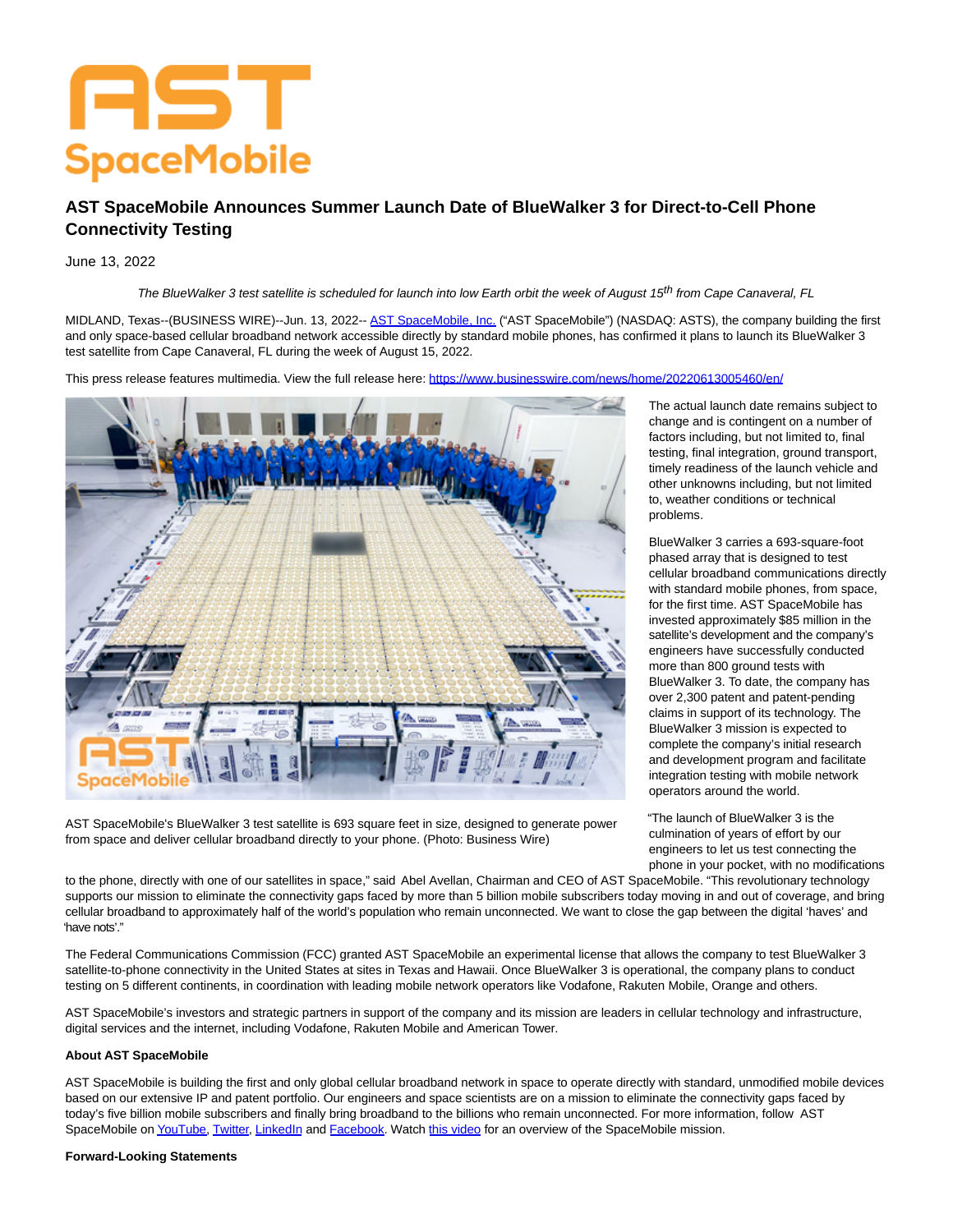# AST SpaceMobile Announces Summer Launch Date of BlueWalker 3 for Direct-to-Cell Phone Connectivity Testing

June 13, 2022

*The BlueWalker 3 test satellite is scheduled for launch into low Earth orbit the week of August 15th from Cape Canaveral, FL*

MIDLAND, Texas--(BUSINESS WIRE)--Jun. 13, 2022-- AST SpaceMobile, Inc. ("AST SpaceMobile") (NASDAQ: ASTS), the company building the first and only space-based cellular broadband network accessible directly by standard mobile phones, has confirmed it plans to launch its BlueWalker 3 test satellite from Cape Canaveral, FL during the week of August 15, 2022.

This press release features multimedia. View the full release here: https://www.businesswire.com/news/home/20220613005460/en/

AST SpaceMobile's BlueWalker 3 test satellite is 693 square feet in size, designed to generate power from space and deliver cellular broadband directly to your phone. (Photo: Business Wire)

The actual launch date remains subject to change and is contingent on a number of factors including, but not limited to, final testing, final integration, ground transport, timely readiness of the launch vehicle and other unknowns including, but not limited to, weather conditions or technical problems.

BlueWalker 3 carries a 693-square-foot phased array that is designed to test cellular broadband communications directly with standard mobile phones, from space, for the first time. AST SpaceMobile has invested approximately $85 million in the satellite's development and the company's engineers have successfully conducted more than 800 ground tests with BlueWalker 3. To date, the company has over 2,300 patent and patent-pending claims in support of its technology. The BlueWalker 3 mission is expected to complete the company's initial research and development program and facilitate integration testing with mobile network operators around the world.

"The launch of BlueWalker 3 is the culmination of years of effort by our engineers to let us test connecting the phone in your pocket, with no modifications to the phone, directly with one of our satellites in space," said Abel Avellan, Chairman and CEO of AST SpaceMobile. "This revolutionary technology supports our mission to eliminate the connectivity gaps faced by more than 5 billion mobile subscribers today moving in and out of coverage, and bring cellular broadband to approximately half of the world's population who remain unconnected. We want to close the gap between the digital 'haves' and 'have nots'."

The Federal Communications Commission (FCC) granted AST SpaceMobile an experimental license that allows the company to test BlueWalker 3 satellite-to-phone connectivity in the United States at sites in Texas and Hawaii. Once BlueWalker 3 is operational, the company plans to conduct testing on 5 different continents, in coordination with leading mobile network operators like Vodafone, Rakuten Mobile, Orange and others.

AST SpaceMobile's investors and strategic partners in support of the company and its mission are leaders in cellular technology and infrastructure, digital services and the internet, including Vodafone, Rakuten Mobile and American Tower.

**About AST SpaceMobile**

AST SpaceMobile is building the first and only global cellular broadband network in space to operate directly with standard, unmodified mobile devices based on our extensive IP and patent portfolio. Our engineers and space scientists are on a mission to eliminate the connectivity gaps faced by today's five billion mobile subscribers and finally bring broadband to the billions who remain unconnected. For more information, follow AST SpaceMobile on YouTube, Twitter, LinkedIn and Facebook. Watch this video for an overview of the SpaceMobile mission.

**Forward-Looking Statements**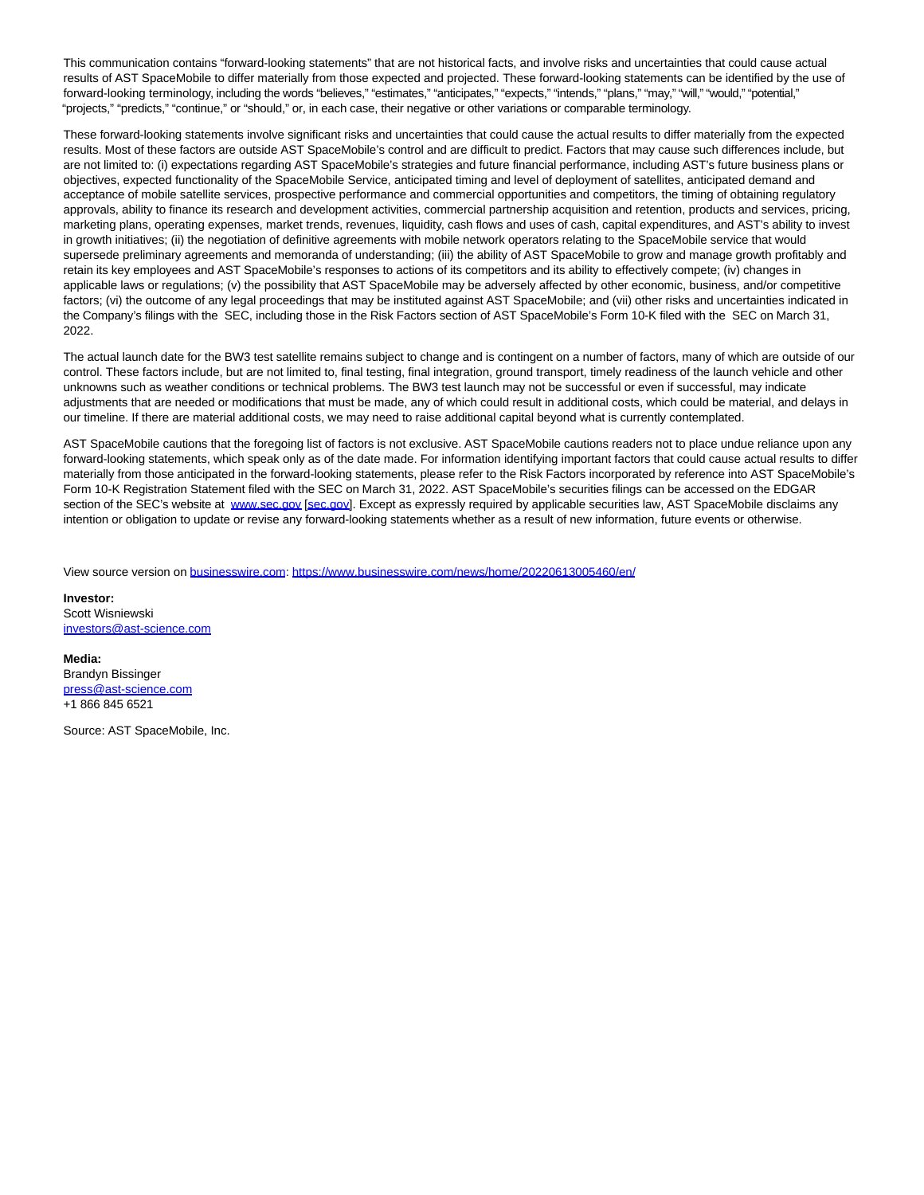This communication contains "forward-looking statements" that are not historical facts, and involve risks and uncertainties that could cause actual results of AST SpaceMobile to differ materially from those expected and projected. These forward-looking statements can be identified by the use of forward-looking terminology, including the words "believes," "estimates," "anticipates," "expects," "intends," "plans," "may," "will," "would," "potential," "projects," "predicts," "continue," or "should," or, in each case, their negative or other variations or comparable terminology.

These forward-looking statements involve significant risks and uncertainties that could cause the actual results to differ materially from the expected results. Most of these factors are outside AST SpaceMobile's control and are difficult to predict. Factors that may cause such differences include, but are not limited to: (i) expectations regarding AST SpaceMobile's strategies and future financial performance, including AST's future business plans or objectives, expected functionality of the SpaceMobile Service, anticipated timing and level of deployment of satellites, anticipated demand and acceptance of mobile satellite services, prospective performance and commercial opportunities and competitors, the timing of obtaining regulatory approvals, ability to finance its research and development activities, commercial partnership acquisition and retention, products and services, pricing, marketing plans, operating expenses, market trends, revenues, liquidity, cash flows and uses of cash, capital expenditures, and AST's ability to invest in growth initiatives; (ii) the negotiation of definitive agreements with mobile network operators relating to the SpaceMobile service that would supersede preliminary agreements and memoranda of understanding; (iii) the ability of AST SpaceMobile to grow and manage growth profitably and retain its key employees and AST SpaceMobile's responses to actions of its competitors and its ability to effectively compete; (iv) changes in applicable laws or regulations; (v) the possibility that AST SpaceMobile may be adversely affected by other economic, business, and/or competitive factors; (vi) the outcome of any legal proceedings that may be instituted against AST SpaceMobile; and (vii) other risks and uncertainties indicated in the Company's filings with the SEC, including those in the Risk Factors section of AST SpaceMobile's Form 10-K filed with the SEC on March 31, 2022.

The actual launch date for the BW3 test satellite remains subject to change and is contingent on a number of factors, many of which are outside of our control. These factors include, but are not limited to, final testing, final integration, ground transport, timely readiness of the launch vehicle and other unknowns such as weather conditions or technical problems. The BW3 test launch may not be successful or even if successful, may indicate adjustments that are needed or modifications that must be made, any of which could result in additional costs, which could be material, and delays in our timeline. If there are material additional costs, we may need to raise additional capital beyond what is currently contemplated.

AST SpaceMobile cautions that the foregoing list of factors is not exclusive. AST SpaceMobile cautions readers not to place undue reliance upon any forward-looking statements, which speak only as of the date made. For information identifying important factors that could cause actual results to differ materially from those anticipated in the forward-looking statements, please refer to the Risk Factors incorporated by reference into AST SpaceMobile's Form 10-K Registration Statement filed with the SEC on March 31, 2022. AST SpaceMobile's securities filings can be accessed on the EDGAR section of the SEC's website at www.sec.gov [sec.gov]. Except as expressly required by applicable securities law, AST SpaceMobile disclaims any intention or obligation to update or revise any forward-looking statements whether as a result of new information, future events or otherwise.

View source version on businesswire.com: https://www.businesswire.com/news/home/20220613005460/en/

**Investor:**
Scott Wisniewski
investors@ast-science.com

**Media:**
Brandyn Bissinger
press@ast-science.com
+1 866 845 6521

Source: AST SpaceMobile, Inc.